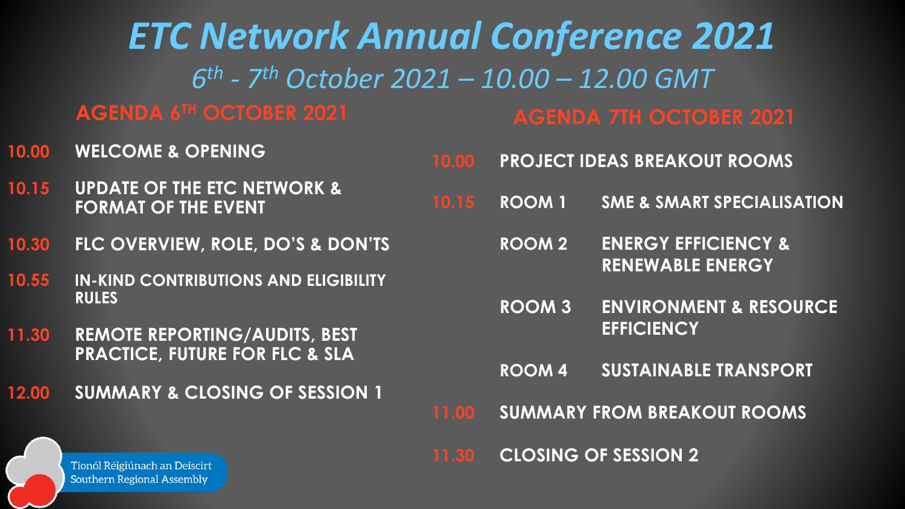# *ETC Network Annual Conference 2021*

## *6th - 7th October 2021 – 10.00 – 12.00 GMT*

### AGENDA 6TH OCTOBER 2021

| Time | Item |
| --- | --- |
| 10.00 | WELCOME & OPENING |
| 10.15 | UPDATE OF THE ETC NETWORK & FORMAT OF THE EVENT |
| 10.30 | FLC OVERVIEW, ROLE, DO'S & DON'TS |
| 10.55 | IN-KIND CONTRIBUTIONS AND ELIGIBILITY RULES |
| 11.30 | REMOTE REPORTING/AUDITS, BEST PRACTICE, FUTURE FOR FLC & SLA |
| 12.00 | SUMMARY & CLOSING OF SESSION 1 |

### AGENDA 7TH OCTOBER 2021

| Time | Item | |
| --- | --- | --- |
| 10.00 | PROJECT IDEAS BREAKOUT ROOMS | |
| 10.15 | ROOM 1 | SME & SMART SPECIALISATION |
| | ROOM 2 | ENERGY EFFICIENCY & RENEWABLE ENERGY |
| | ROOM 3 | ENVIRONMENT & RESOURCE EFFICIENCY |
| | ROOM 4 | SUSTAINABLE TRANSPORT |
| 11.00 | SUMMARY FROM BREAKOUT ROOMS | |
| 11.30 | CLOSING OF SESSION 2 | |

Tionól Réigiúnach an Deiscirt
Southern Regional Assembly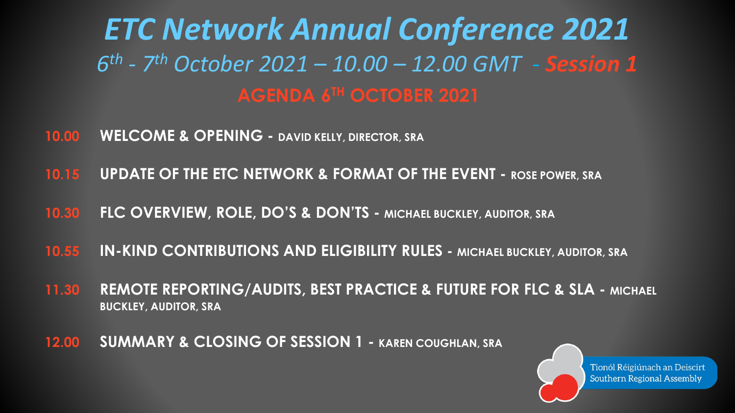# *ETC Network Annual Conference 2021*

## *6th - 7th October 2021 – 10.00 – 12.00 GMT - Session 1*

## AGENDA 6TH OCTOBER 2021

**10.00** **WELCOME & OPENING** - DAVID KELLY, DIRECTOR, SRA

**10.15** **UPDATE OF THE ETC NETWORK & FORMAT OF THE EVENT** - ROSE POWER, SRA

**10.30** **FLC OVERVIEW, ROLE, DO'S & DON'TS** - MICHAEL BUCKLEY, AUDITOR, SRA

**10.55** **IN-KIND CONTRIBUTIONS AND ELIGIBILITY RULES** - MICHAEL BUCKLEY, AUDITOR, SRA

**11.30** **REMOTE REPORTING/AUDITS, BEST PRACTICE & FUTURE FOR FLC & SLA** - MICHAEL BUCKLEY, AUDITOR, SRA

**12.00** **SUMMARY & CLOSING OF SESSION 1** - KAREN COUGHLAN, SRA

Tionól Réigiúnach an Deiscirt
Southern Regional Assembly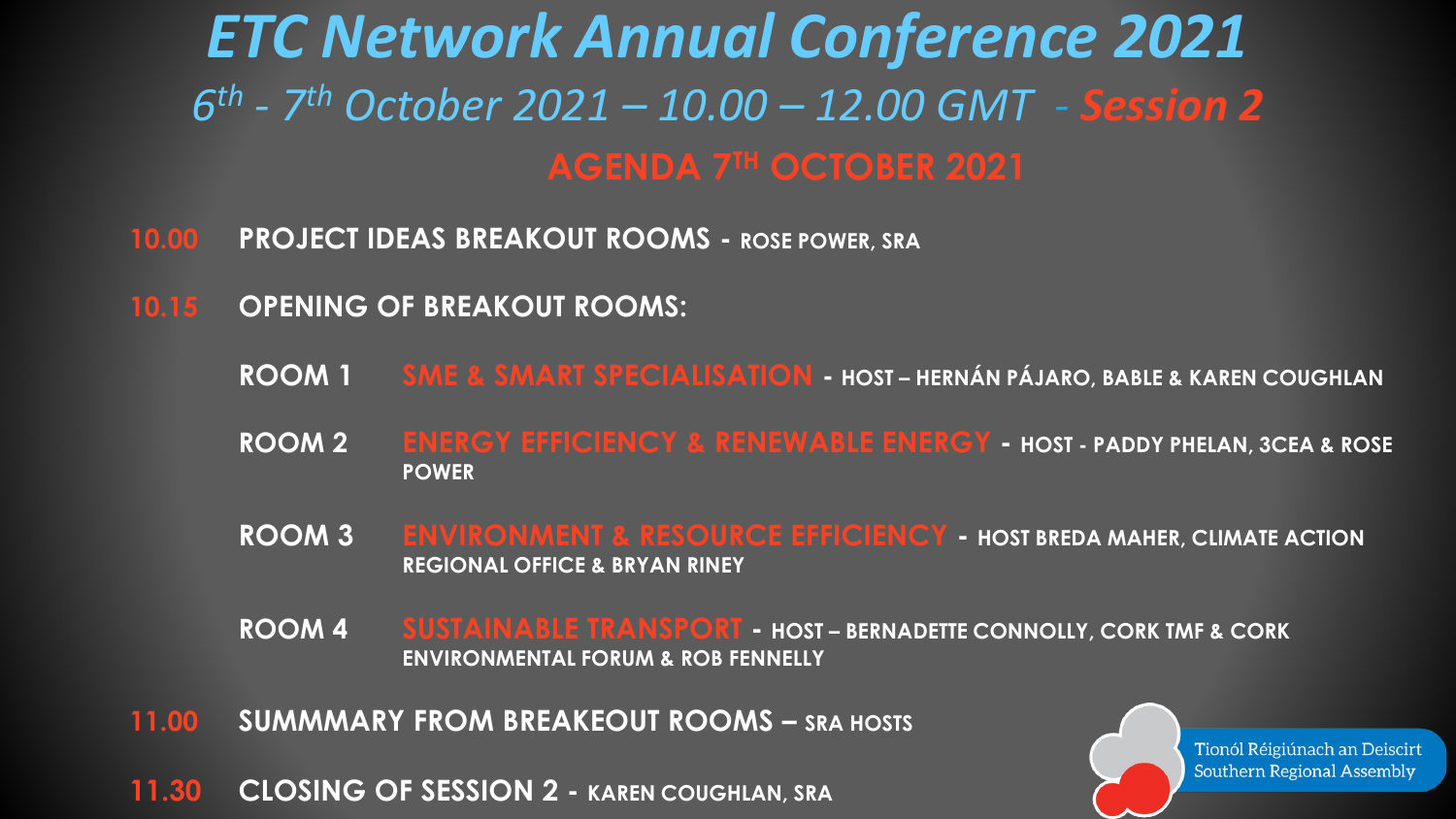# *ETC Network Annual Conference 2021*

*6th - 7th October 2021 – 10.00 – 12.00 GMT - **Session 2***

## AGENDA 7TH OCTOBER 2021

**10.00** **PROJECT IDEAS BREAKOUT ROOMS** - **ROSE POWER, SRA**

**10.15** **OPENING OF BREAKOUT ROOMS:**

- **ROOM 1** **SME & SMART SPECIALISATION** - **HOST – HERNÁN PÁJARO, BABLE & KAREN COUGHLAN**
- **ROOM 2** **ENERGY EFFICIENCY & RENEWABLE ENERGY** - **HOST - PADDY PHELAN, 3CEA & ROSE POWER**
- **ROOM 3** **ENVIRONMENT & RESOURCE EFFICIENCY** - **HOST BREDA MAHER, CLIMATE ACTION REGIONAL OFFICE & BRYAN RINEY**
- **ROOM 4** **SUSTAINABLE TRANSPORT** - **HOST – BERNADETTE CONNOLLY, CORK TMF & CORK ENVIRONMENTAL FORUM & ROB FENNELLY**

**11.00** **SUMMMARY FROM BREAKEOUT ROOMS** – **SRA HOSTS**

**11.30** **CLOSING OF SESSION 2** - **KAREN COUGHLAN, SRA**

Tionól Réigiúnach an Deiscirt
Southern Regional Assembly